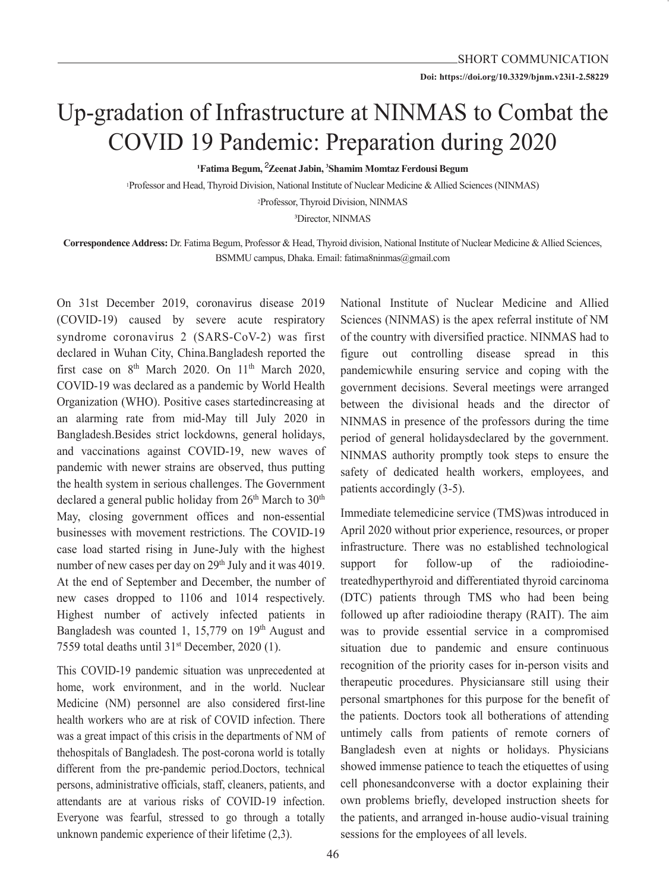SHORT COMMUNICATION

**Doi: https://doi.org/10.3329/bjnm.v23i1-2.58229**

# Up-gradation of Infrastructure at NINMAS to Combat the COVID 19 Pandemic: Preparation during 2020

**[1]Fatima Begum, [2]Zeenat Jabin, [3]Shamim Momtaz Ferdousi Begum**

[1]Professor and Head, Thyroid Division, National Institute of Nuclear Medicine & Allied Sciences (NINMAS)

[2]Professor, Thyroid Division, NINMAS

[3]Director, NINMAS

**Correspondence Address:** Dr. Fatima Begum, Professor & Head, Thyroid division, National Institute of Nuclear Medicine & Allied Sciences, BSMMU campus, Dhaka. Email: fatima8ninmas@gmail.com

On 31st December 2019, coronavirus disease 2019 (COVID-19) caused by severe acute respiratory syndrome coronavirus 2 (SARS-CoV-2) was first declared in Wuhan City, China.Bangladesh reported the first case on 8th March 2020. On 11th March 2020, COVID-19 was declared as a pandemic by World Health Organization (WHO). Positive cases startedincreasing at an alarming rate from mid-May till July 2020 in Bangladesh.Besides strict lockdowns, general holidays, and vaccinations against COVID-19, new waves of pandemic with newer strains are observed, thus putting the health system in serious challenges. The Government declared a general public holiday from 26th March to 30th May, closing government offices and non-essential businesses with movement restrictions. The COVID-19 case load started rising in June-July with the highest number of new cases per day on 29th July and it was 4019. At the end of September and December, the number of new cases dropped to 1106 and 1014 respectively. Highest number of actively infected patients in Bangladesh was counted 1, 15,779 on 19th August and 7559 total deaths until 31st December, 2020 (1).

This COVID-19 pandemic situation was unprecedented at home, work environment, and in the world. Nuclear Medicine (NM) personnel are also considered first-line health workers who are at risk of COVID infection. There was a great impact of this crisis in the departments of NM of thehospitals of Bangladesh. The post-corona world is totally different from the pre-pandemic period.Doctors, technical persons, administrative officials, staff, cleaners, patients, and attendants are at various risks of COVID-19 infection. Everyone was fearful, stressed to go through a totally unknown pandemic experience of their lifetime (2,3).

National Institute of Nuclear Medicine and Allied Sciences (NINMAS) is the apex referral institute of NM of the country with diversified practice. NINMAS had to figure out controlling disease spread in this pandemicwhile ensuring service and coping with the government decisions. Several meetings were arranged between the divisional heads and the director of NINMAS in presence of the professors during the time period of general holidaysdeclared by the government. NINMAS authority promptly took steps to ensure the safety of dedicated health workers, employees, and patients accordingly (3-5).

Immediate telemedicine service (TMS)was introduced in April 2020 without prior experience, resources, or proper infrastructure. There was no established technological support for follow-up of the radioiodine-treatedhyperthyroid and differentiated thyroid carcinoma (DTC) patients through TMS who had been being followed up after radioiodine therapy (RAIT). The aim was to provide essential service in a compromised situation due to pandemic and ensure continuous recognition of the priority cases for in-person visits and therapeutic procedures. Physiciansare still using their personal smartphones for this purpose for the benefit of the patients. Doctors took all botherations of attending untimely calls from patients of remote corners of Bangladesh even at nights or holidays. Physicians showed immense patience to teach the etiquettes of using cell phonesandconverse with a doctor explaining their own problems briefly, developed instruction sheets for the patients, and arranged in-house audio-visual training sessions for the employees of all levels.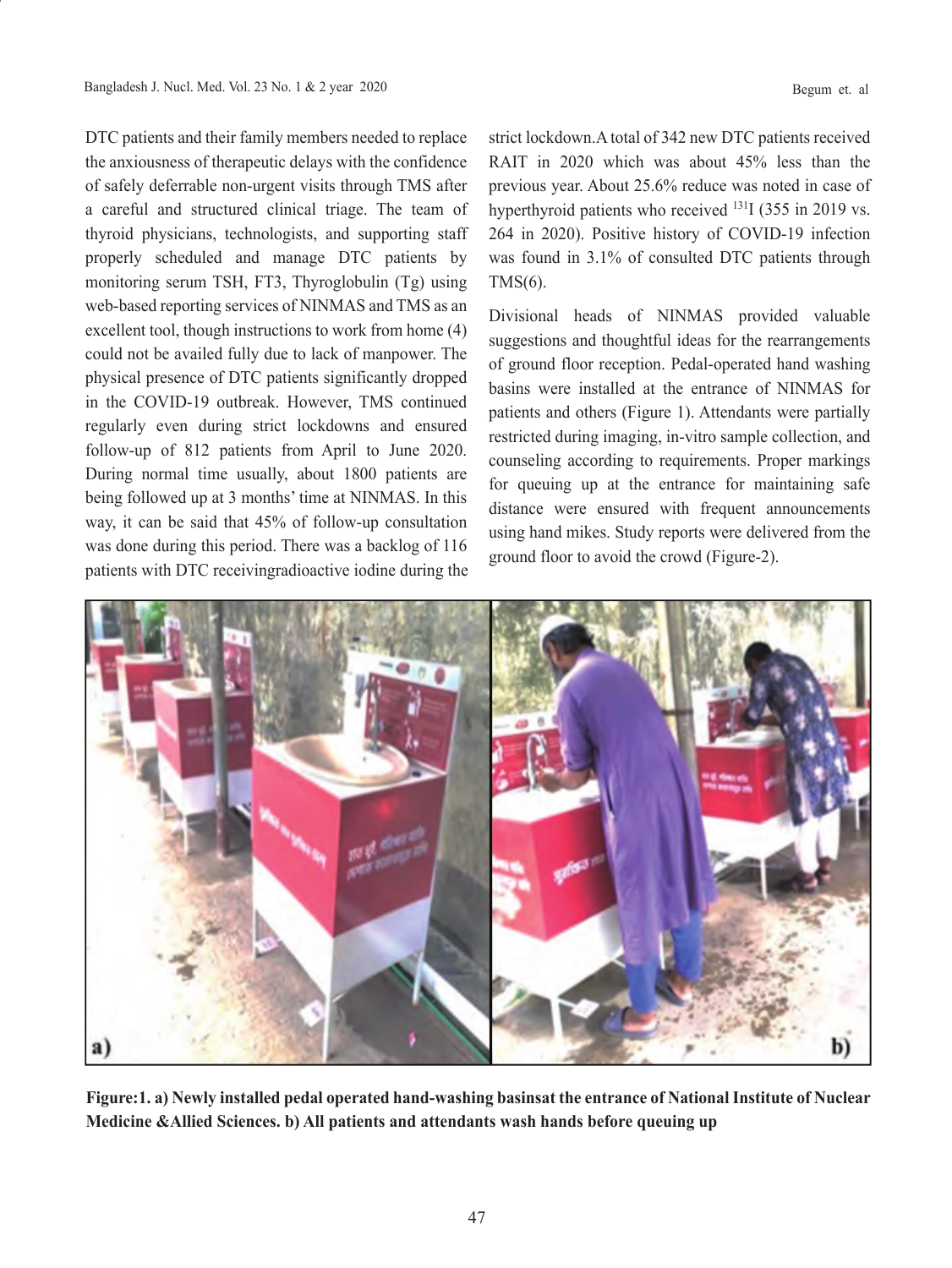DTC patients and their family members needed to replace the anxiousness of therapeutic delays with the confidence of safely deferrable non-urgent visits through TMS after a careful and structured clinical triage. The team of thyroid physicians, technologists, and supporting staff properly scheduled and manage DTC patients by monitoring serum TSH, FT3, Thyroglobulin (Tg) using web-based reporting services of NINMAS and TMS as an excellent tool, though instructions to work from home (4) could not be availed fully due to lack of manpower. The physical presence of DTC patients significantly dropped in the COVID-19 outbreak. However, TMS continued regularly even during strict lockdowns and ensured follow-up of 812 patients from April to June 2020. During normal time usually, about 1800 patients are being followed up at 3 months' time at NINMAS. In this way, it can be said that 45% of follow-up consultation was done during this period. There was a backlog of 116 patients with DTC receivingradioactive iodine during the strict lockdown.A total of 342 new DTC patients received RAIT in 2020 which was about 45% less than the previous year. About 25.6% reduce was noted in case of hyperthyroid patients who received $^{131}$I (355 in 2019 vs. 264 in 2020). Positive history of COVID-19 infection was found in 3.1% of consulted DTC patients through TMS(6).

Divisional heads of NINMAS provided valuable suggestions and thoughtful ideas for the rearrangements of ground floor reception. Pedal-operated hand washing basins were installed at the entrance of NINMAS for patients and others (Figure 1). Attendants were partially restricted during imaging, in-vitro sample collection, and counseling according to requirements. Proper markings for queuing up at the entrance for maintaining safe distance were ensured with frequent announcements using hand mikes. Study reports were delivered from the ground floor to avoid the crowd (Figure-2).

**Figure:1. a) Newly installed pedal operated hand-washing basinsat the entrance of National Institute of Nuclear Medicine &Allied Sciences. b) All patients and attendants wash hands before queuing up**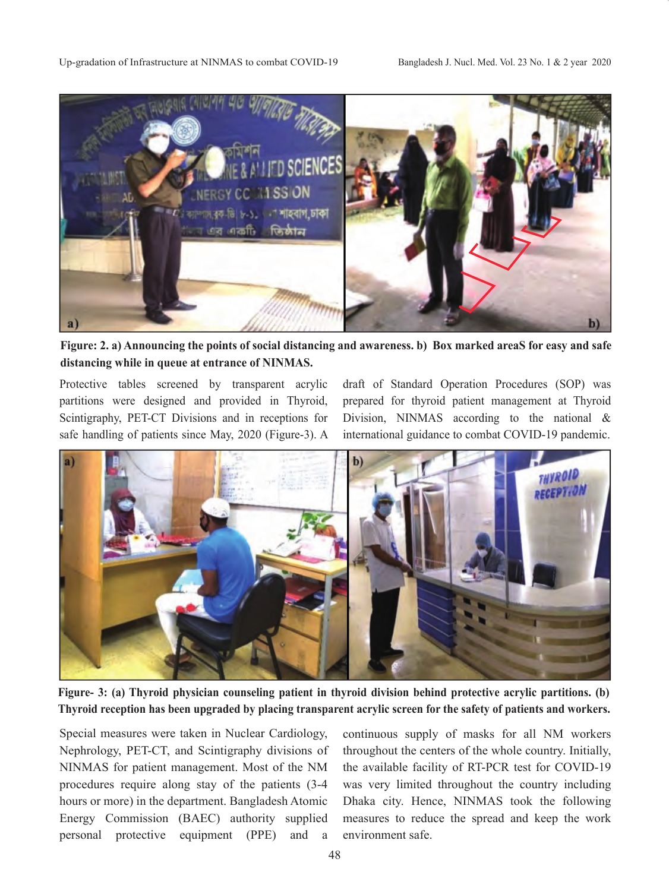**Figure: 2. a) Announcing the points of social distancing and awareness. b) Box marked areaS for easy and safe distancing while in queue at entrance of NINMAS.**

Protective tables screened by transparent acrylic partitions were designed and provided in Thyroid, Scintigraphy, PET-CT Divisions and in receptions for safe handling of patients since May, 2020 (Figure-3). A draft of Standard Operation Procedures (SOP) was prepared for thyroid patient management at Thyroid Division, NINMAS according to the national & international guidance to combat COVID-19 pandemic.

**Figure- 3: (a) Thyroid physician counseling patient in thyroid division behind protective acrylic partitions. (b) Thyroid reception has been upgraded by placing transparent acrylic screen for the safety of patients and workers.**

Special measures were taken in Nuclear Cardiology, Nephrology, PET-CT, and Scintigraphy divisions of NINMAS for patient management. Most of the NM procedures require along stay of the patients (3-4 hours or more) in the department. Bangladesh Atomic Energy Commission (BAEC) authority supplied personal protective equipment (PPE) and a continuous supply of masks for all NM workers throughout the centers of the whole country. Initially, the available facility of RT-PCR test for COVID-19 was very limited throughout the country including Dhaka city. Hence, NINMAS took the following measures to reduce the spread and keep the work environment safe.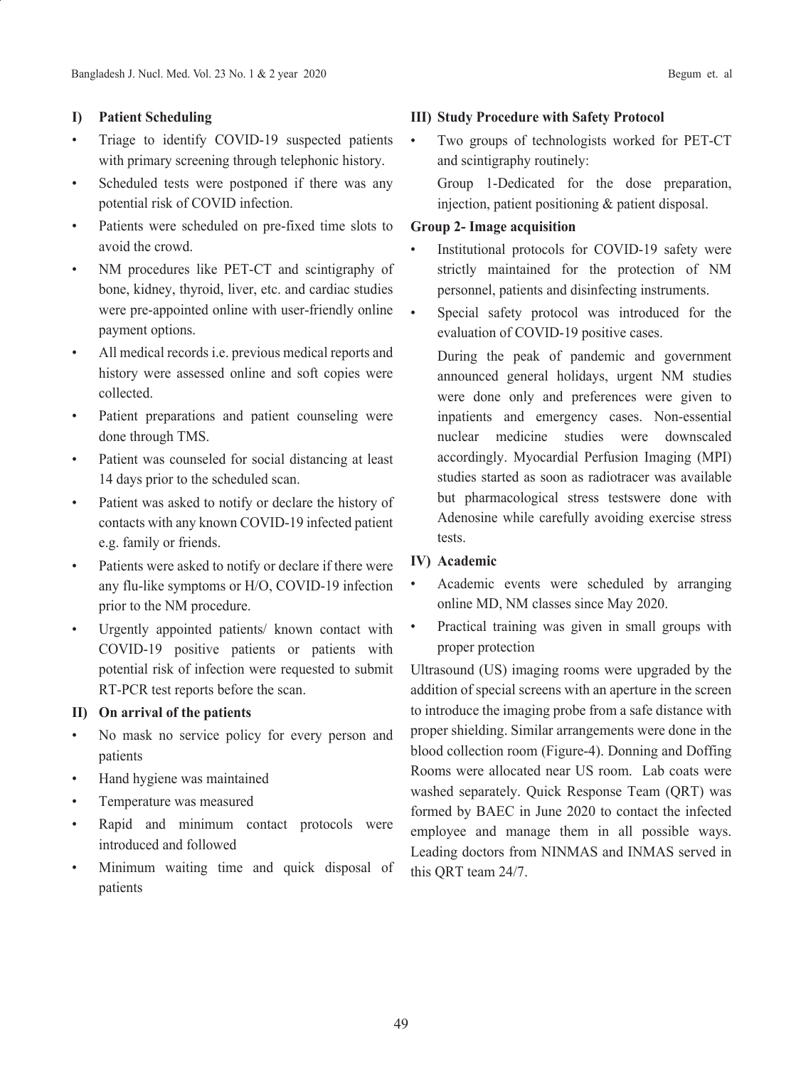### I) Patient Scheduling

- Triage to identify COVID-19 suspected patients with primary screening through telephonic history.
- Scheduled tests were postponed if there was any potential risk of COVID infection.
- Patients were scheduled on pre-fixed time slots to avoid the crowd.
- NM procedures like PET-CT and scintigraphy of bone, kidney, thyroid, liver, etc. and cardiac studies were pre-appointed online with user-friendly online payment options.
- All medical records i.e. previous medical reports and history were assessed online and soft copies were collected.
- Patient preparations and patient counseling were done through TMS.
- Patient was counseled for social distancing at least 14 days prior to the scheduled scan.
- Patient was asked to notify or declare the history of contacts with any known COVID-19 infected patient e.g. family or friends.
- Patients were asked to notify or declare if there were any flu-like symptoms or H/O, COVID-19 infection prior to the NM procedure.
- Urgently appointed patients/ known contact with COVID-19 positive patients or patients with potential risk of infection were requested to submit RT-PCR test reports before the scan.

### II) On arrival of the patients

- No mask no service policy for every person and patients
- Hand hygiene was maintained
- Temperature was measured
- Rapid and minimum contact protocols were introduced and followed
- Minimum waiting time and quick disposal of patients

### III) Study Procedure with Safety Protocol

- Two groups of technologists worked for PET-CT and scintigraphy routinely:

  Group 1-Dedicated for the dose preparation, injection, patient positioning & patient disposal.

**Group 2- Image acquisition**

- Institutional protocols for COVID-19 safety were strictly maintained for the protection of NM personnel, patients and disinfecting instruments.
- Special safety protocol was introduced for the evaluation of COVID-19 positive cases.

  During the peak of pandemic and government announced general holidays, urgent NM studies were done only and preferences were given to inpatients and emergency cases. Non-essential nuclear medicine studies were downscaled accordingly. Myocardial Perfusion Imaging (MPI) studies started as soon as radiotracer was available but pharmacological stress testswere done with Adenosine while carefully avoiding exercise stress tests.

### IV) Academic

- Academic events were scheduled by arranging online MD, NM classes since May 2020.
- Practical training was given in small groups with proper protection

Ultrasound (US) imaging rooms were upgraded by the addition of special screens with an aperture in the screen to introduce the imaging probe from a safe distance with proper shielding. Similar arrangements were done in the blood collection room (Figure-4). Donning and Doffing Rooms were allocated near US room. Lab coats were washed separately. Quick Response Team (QRT) was formed by BAEC in June 2020 to contact the infected employee and manage them in all possible ways. Leading doctors from NINMAS and INMAS served in this QRT team 24/7.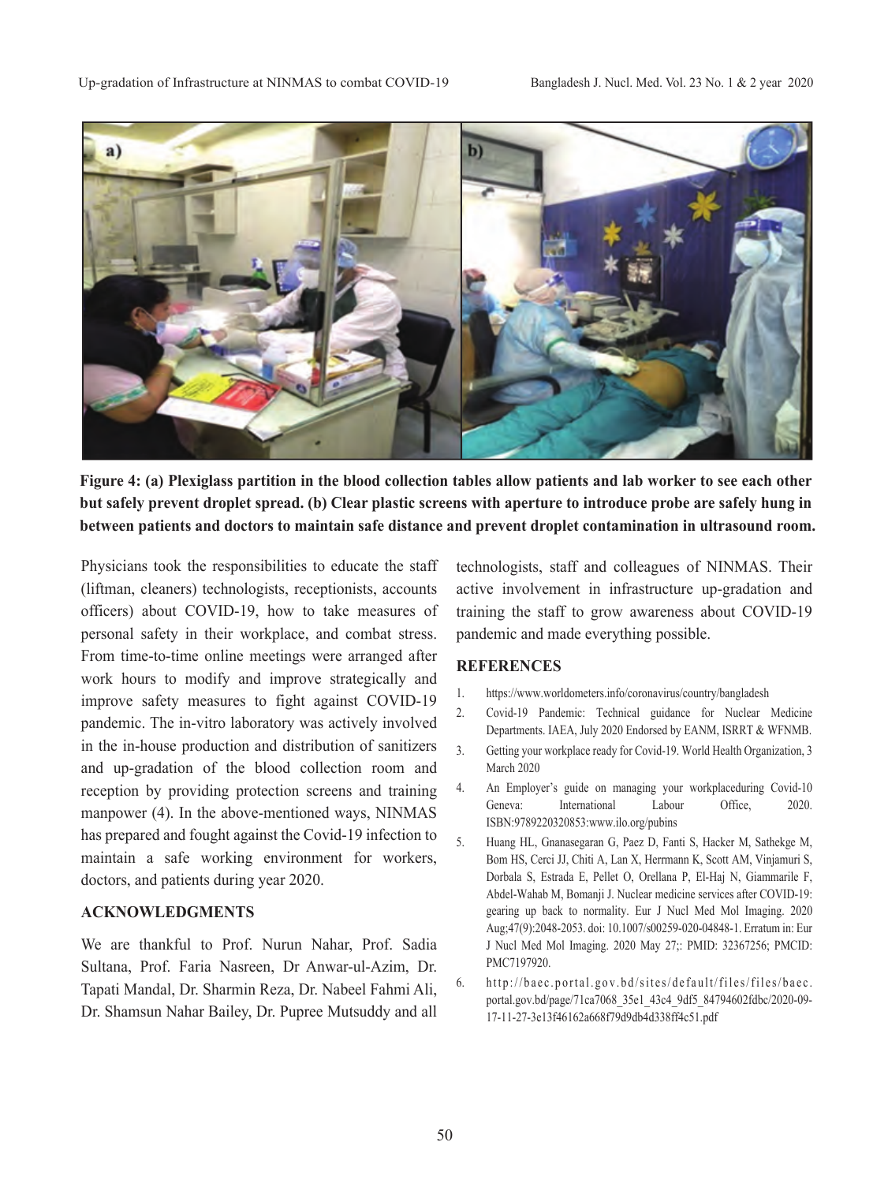**Figure 4: (a) Plexiglass partition in the blood collection tables allow patients and lab worker to see each other but safely prevent droplet spread. (b) Clear plastic screens with aperture to introduce probe are safely hung in between patients and doctors to maintain safe distance and prevent droplet contamination in ultrasound room.**

Physicians took the responsibilities to educate the staff (liftman, cleaners) technologists, receptionists, accounts officers) about COVID-19, how to take measures of personal safety in their workplace, and combat stress. From time-to-time online meetings were arranged after work hours to modify and improve strategically and improve safety measures to fight against COVID-19 pandemic. The in-vitro laboratory was actively involved in the in-house production and distribution of sanitizers and up-gradation of the blood collection room and reception by providing protection screens and training manpower (4). In the above-mentioned ways, NINMAS has prepared and fought against the Covid-19 infection to maintain a safe working environment for workers, doctors, and patients during year 2020.

## ACKNOWLEDGMENTS

We are thankful to Prof. Nurun Nahar, Prof. Sadia Sultana, Prof. Faria Nasreen, Dr Anwar-ul-Azim, Dr. Tapati Mandal, Dr. Sharmin Reza, Dr. Nabeel Fahmi Ali, Dr. Shamsun Nahar Bailey, Dr. Pupree Mutsuddy and all technologists, staff and colleagues of NINMAS. Their active involvement in infrastructure up-gradation and training the staff to grow awareness about COVID-19 pandemic and made everything possible.

## REFERENCES

1. https://www.worldometers.info/coronavirus/country/bangladesh
2. Covid-19 Pandemic: Technical guidance for Nuclear Medicine Departments. IAEA, July 2020 Endorsed by EANM, ISRRT & WFNMB.
3. Getting your workplace ready for Covid-19. World Health Organization, 3 March 2020
4. An Employer's guide on managing your workplaceduring Covid-10 Geneva: International Labour Office, 2020. ISBN:9789220320853:www.ilo.org/pubins
5. Huang HL, Gnanasegaran G, Paez D, Fanti S, Hacker M, Sathekge M, Bom HS, Cerci JJ, Chiti A, Lan X, Herrmann K, Scott AM, Vinjamuri S, Dorbala S, Estrada E, Pellet O, Orellana P, El-Haj N, Giammarile F, Abdel-Wahab M, Bomanji J. Nuclear medicine services after COVID-19: gearing up back to normality. Eur J Nucl Med Mol Imaging. 2020 Aug;47(9):2048-2053. doi: 10.1007/s00259-020-04848-1. Erratum in: Eur J Nucl Med Mol Imaging. 2020 May 27;: PMID: 32367256; PMCID: PMC7197920.
6. http://baec.portal.gov.bd/sites/default/files/files/baec.portal.gov.bd/page/71ca7068_35e1_43c4_9df5_84794602fdbc/2020-09-17-11-27-3e13f46162a668f79d9db4d338ff4c51.pdf